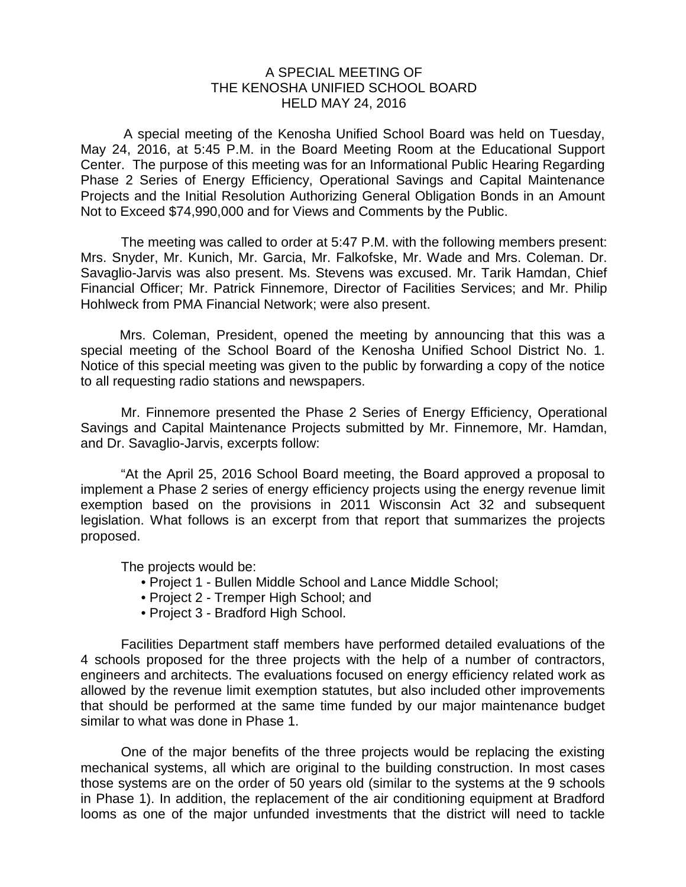# A SPECIAL MEETING OF
# THE KENOSHA UNIFIED SCHOOL BOARD
# HELD MAY 24, 2016

A special meeting of the Kenosha Unified School Board was held on Tuesday, May 24, 2016, at 5:45 P.M. in the Board Meeting Room at the Educational Support Center. The purpose of this meeting was for an Informational Public Hearing Regarding Phase 2 Series of Energy Efficiency, Operational Savings and Capital Maintenance Projects and the Initial Resolution Authorizing General Obligation Bonds in an Amount Not to Exceed $74,990,000 and for Views and Comments by the Public.

The meeting was called to order at 5:47 P.M. with the following members present: Mrs. Snyder, Mr. Kunich, Mr. Garcia, Mr. Falkofske, Mr. Wade and Mrs. Coleman. Dr. Savaglio-Jarvis was also present. Ms. Stevens was excused. Mr. Tarik Hamdan, Chief Financial Officer; Mr. Patrick Finnemore, Director of Facilities Services; and Mr. Philip Hohlweck from PMA Financial Network; were also present.

Mrs. Coleman, President, opened the meeting by announcing that this was a special meeting of the School Board of the Kenosha Unified School District No. 1. Notice of this special meeting was given to the public by forwarding a copy of the notice to all requesting radio stations and newspapers.

Mr. Finnemore presented the Phase 2 Series of Energy Efficiency, Operational Savings and Capital Maintenance Projects submitted by Mr. Finnemore, Mr. Hamdan, and Dr. Savaglio-Jarvis, excerpts follow:

"At the April 25, 2016 School Board meeting, the Board approved a proposal to implement a Phase 2 series of energy efficiency projects using the energy revenue limit exemption based on the provisions in 2011 Wisconsin Act 32 and subsequent legislation. What follows is an excerpt from that report that summarizes the projects proposed.

The projects would be:

- Project 1 - Bullen Middle School and Lance Middle School;
- Project 2 - Tremper High School; and
- Project 3 - Bradford High School.

Facilities Department staff members have performed detailed evaluations of the 4 schools proposed for the three projects with the help of a number of contractors, engineers and architects. The evaluations focused on energy efficiency related work as allowed by the revenue limit exemption statutes, but also included other improvements that should be performed at the same time funded by our major maintenance budget similar to what was done in Phase 1.

One of the major benefits of the three projects would be replacing the existing mechanical systems, all which are original to the building construction. In most cases those systems are on the order of 50 years old (similar to the systems at the 9 schools in Phase 1). In addition, the replacement of the air conditioning equipment at Bradford looms as one of the major unfunded investments that the district will need to tackle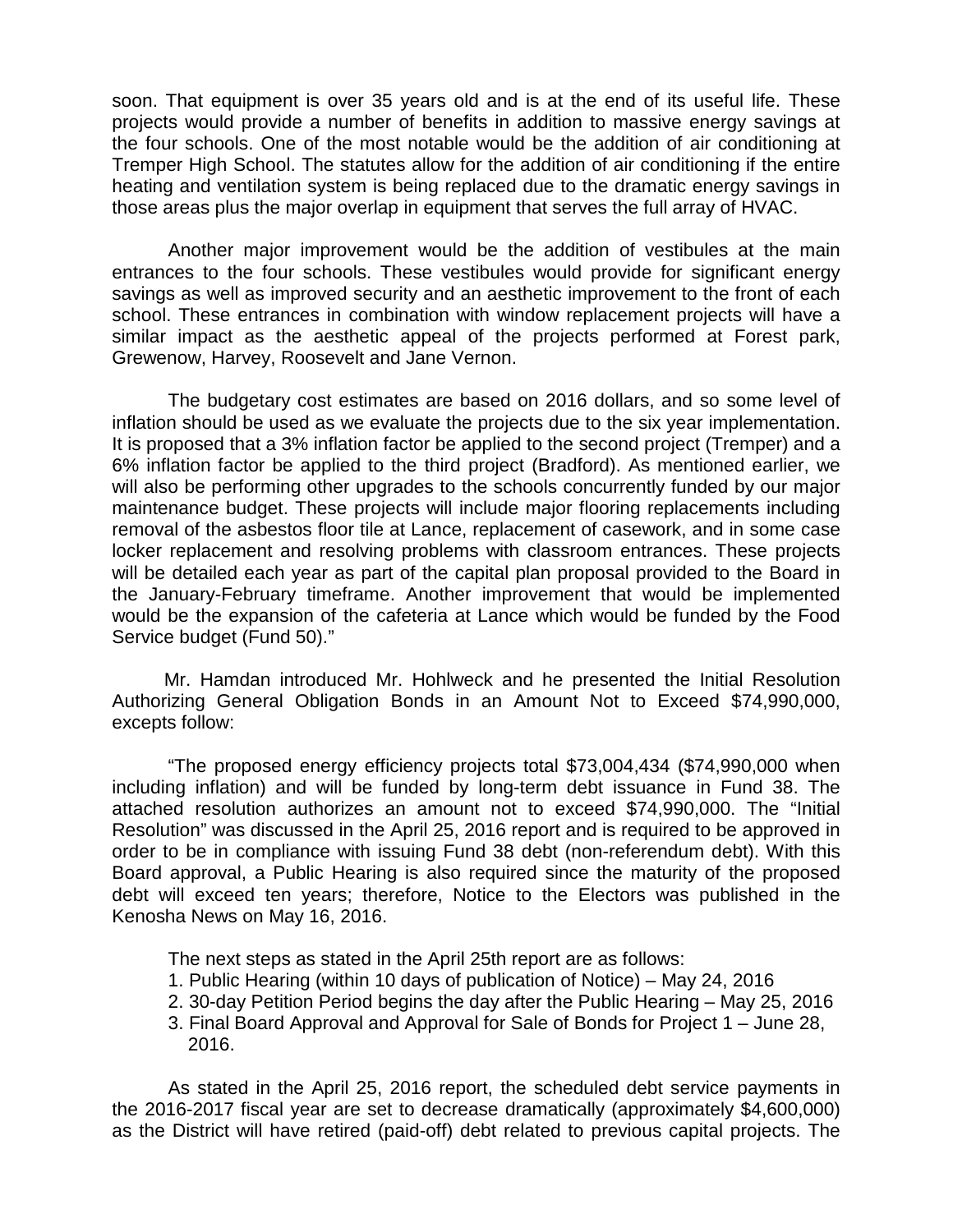soon. That equipment is over 35 years old and is at the end of its useful life. These projects would provide a number of benefits in addition to massive energy savings at the four schools. One of the most notable would be the addition of air conditioning at Tremper High School. The statutes allow for the addition of air conditioning if the entire heating and ventilation system is being replaced due to the dramatic energy savings in those areas plus the major overlap in equipment that serves the full array of HVAC.

Another major improvement would be the addition of vestibules at the main entrances to the four schools. These vestibules would provide for significant energy savings as well as improved security and an aesthetic improvement to the front of each school. These entrances in combination with window replacement projects will have a similar impact as the aesthetic appeal of the projects performed at Forest park, Grewenow, Harvey, Roosevelt and Jane Vernon.

The budgetary cost estimates are based on 2016 dollars, and so some level of inflation should be used as we evaluate the projects due to the six year implementation. It is proposed that a 3% inflation factor be applied to the second project (Tremper) and a 6% inflation factor be applied to the third project (Bradford). As mentioned earlier, we will also be performing other upgrades to the schools concurrently funded by our major maintenance budget. These projects will include major flooring replacements including removal of the asbestos floor tile at Lance, replacement of casework, and in some case locker replacement and resolving problems with classroom entrances. These projects will be detailed each year as part of the capital plan proposal provided to the Board in the January-February timeframe. Another improvement that would be implemented would be the expansion of the cafeteria at Lance which would be funded by the Food Service budget (Fund 50)."

Mr. Hamdan introduced Mr. Hohlweck and he presented the Initial Resolution Authorizing General Obligation Bonds in an Amount Not to Exceed $74,990,000, excepts follow:

"The proposed energy efficiency projects total $73,004,434 ($74,990,000 when including inflation) and will be funded by long-term debt issuance in Fund 38. The attached resolution authorizes an amount not to exceed $74,990,000. The "Initial Resolution" was discussed in the April 25, 2016 report and is required to be approved in order to be in compliance with issuing Fund 38 debt (non-referendum debt). With this Board approval, a Public Hearing is also required since the maturity of the proposed debt will exceed ten years; therefore, Notice to the Electors was published in the Kenosha News on May 16, 2016.

The next steps as stated in the April 25th report are as follows:

1. Public Hearing (within 10 days of publication of Notice) – May 24, 2016
2. 30-day Petition Period begins the day after the Public Hearing – May 25, 2016
3. Final Board Approval and Approval for Sale of Bonds for Project 1 – June 28, 2016.

As stated in the April 25, 2016 report, the scheduled debt service payments in the 2016-2017 fiscal year are set to decrease dramatically (approximately $4,600,000) as the District will have retired (paid-off) debt related to previous capital projects. The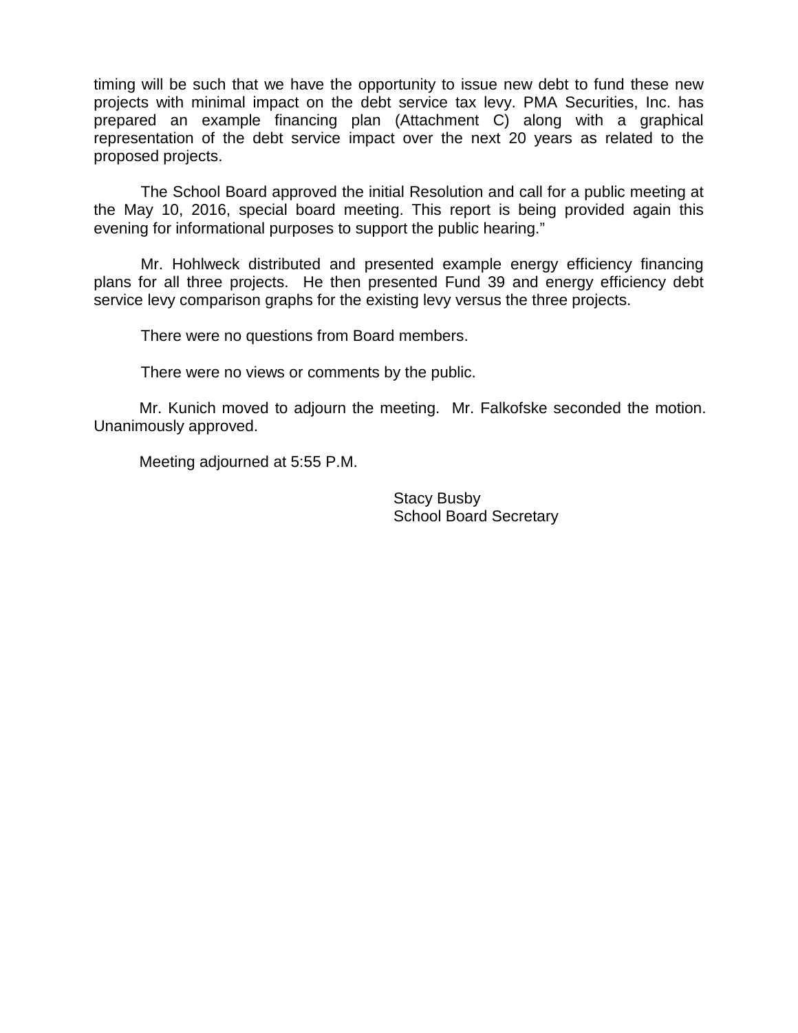timing will be such that we have the opportunity to issue new debt to fund these new projects with minimal impact on the debt service tax levy. PMA Securities, Inc. has prepared an example financing plan (Attachment C) along with a graphical representation of the debt service impact over the next 20 years as related to the proposed projects.

The School Board approved the initial Resolution and call for a public meeting at the May 10, 2016, special board meeting. This report is being provided again this evening for informational purposes to support the public hearing."

Mr. Hohlweck distributed and presented example energy efficiency financing plans for all three projects. He then presented Fund 39 and energy efficiency debt service levy comparison graphs for the existing levy versus the three projects.

There were no questions from Board members.

There were no views or comments by the public.

Mr. Kunich moved to adjourn the meeting. Mr. Falkofske seconded the motion. Unanimously approved.

Meeting adjourned at 5:55 P.M.

Stacy Busby
School Board Secretary